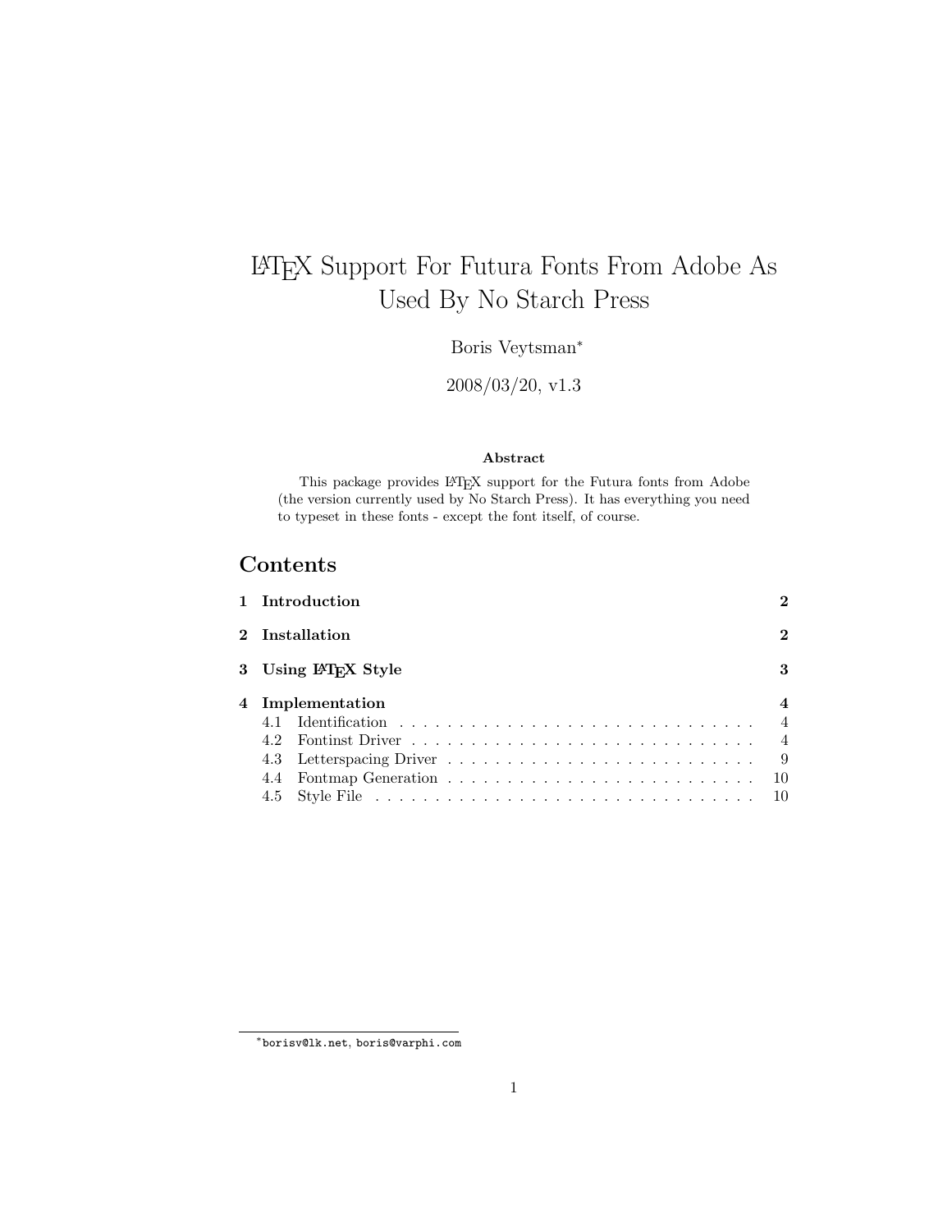# LaTeX Support For Futura Fonts From Adobe As Used By No Starch Press

Boris Veytsman*

2008/03/20, v1.3

### Abstract

This package provides LaTeX support for the Futura fonts from Adobe (the version currently used by No Starch Press). It has everything you need to typeset in these fonts - except the font itself, of course.

## Contents

**1 Introduction** **2**

**2 Installation** **2**

**3 Using LaTeX Style** **3**

**4 Implementation** **4**

- 4.1 Identification . . . . . . . . . . . . . . . . . . . . . . . . . . . . . 4
- 4.2 Fontinst Driver . . . . . . . . . . . . . . . . . . . . . . . . . . . . 4
- 4.3 Letterspacing Driver . . . . . . . . . . . . . . . . . . . . . . . . . 9
- 4.4 Fontmap Generation . . . . . . . . . . . . . . . . . . . . . . . . . 10
- 4.5 Style File . . . . . . . . . . . . . . . . . . . . . . . . . . . . . . . 10

---

*`borisv@lk.net`, `boris@varphi.com`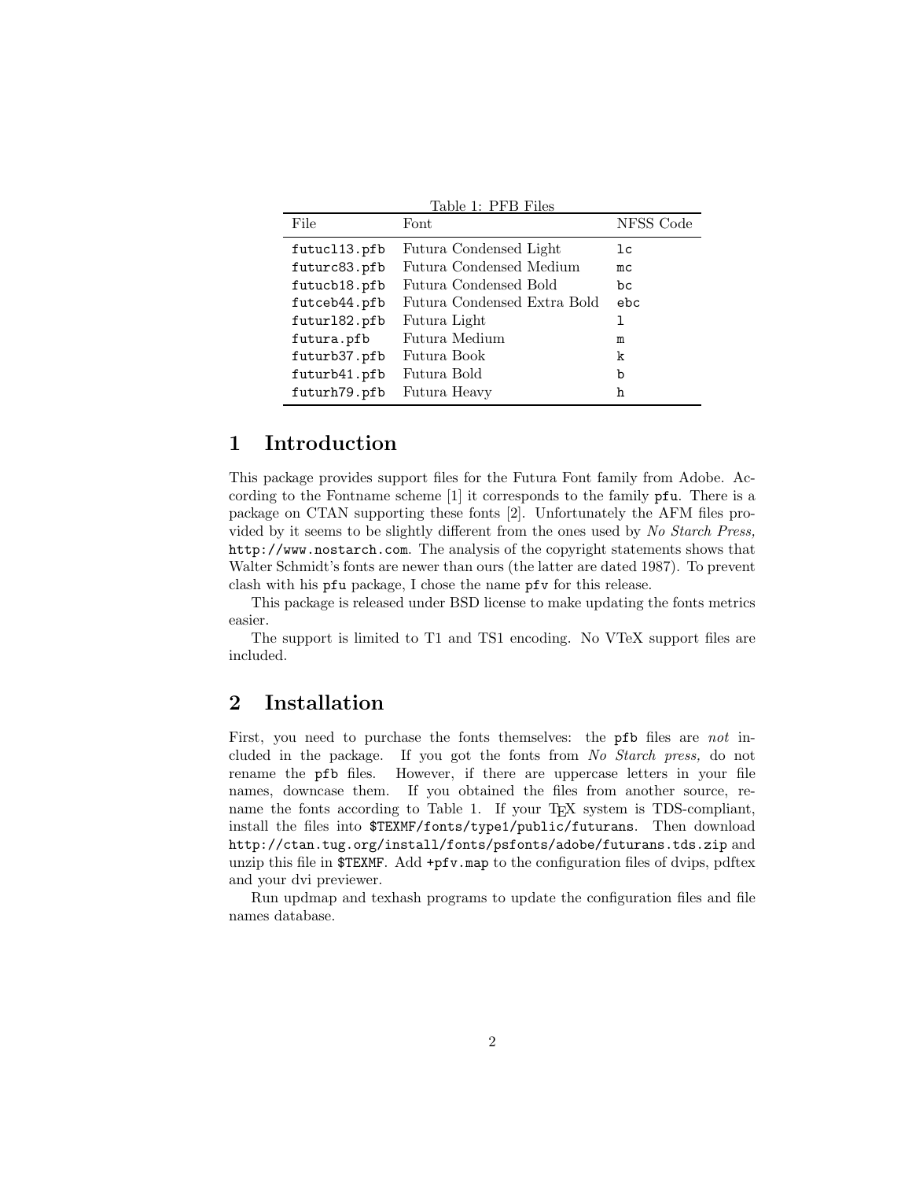Table 1: PFB Files

| File | Font | NFSS Code |
| --- | --- | --- |
| futucl13.pfb | Futura Condensed Light | lc |
| futurc83.pfb | Futura Condensed Medium | mc |
| futucb18.pfb | Futura Condensed Bold | bc |
| futceb44.pfb | Futura Condensed Extra Bold | ebc |
| futurl82.pfb | Futura Light | l |
| futura.pfb | Futura Medium | m |
| futurb37.pfb | Futura Book | k |
| futurb41.pfb | Futura Bold | b |
| futurh79.pfb | Futura Heavy | h |

# 1 Introduction

This package provides support files for the Futura Font family from Adobe. According to the Fontname scheme [1] it corresponds to the family `pfu`. There is a package on CTAN supporting these fonts [2]. Unfortunately the AFM files provided by it seems to be slightly different from the ones used by *No Starch Press,* `http://www.nostarch.com`. The analysis of the copyright statements shows that Walter Schmidt's fonts are newer than ours (the latter are dated 1987). To prevent clash with his `pfu` package, I chose the name `pfv` for this release.

This package is released under BSD license to make updating the fonts metrics easier.

The support is limited to T1 and TS1 encoding. No VTeX support files are included.

# 2 Installation

First, you need to purchase the fonts themselves: the `pfb` files are *not* included in the package. If you got the fonts from *No Starch press,* do not rename the `pfb` files. However, if there are uppercase letters in your file names, downcase them. If you obtained the files from another source, rename the fonts according to Table 1. If your TEX system is TDS-compliant, install the files into `$TEXMF/fonts/type1/public/futurans`. Then download `http://ctan.tug.org/install/fonts/psfonts/adobe/futurans.tds.zip` and unzip this file in `$TEXMF`. Add `+pfv.map` to the configuration files of dvips, pdftex and your dvi previewer.

Run updmap and texhash programs to update the configuration files and file names database.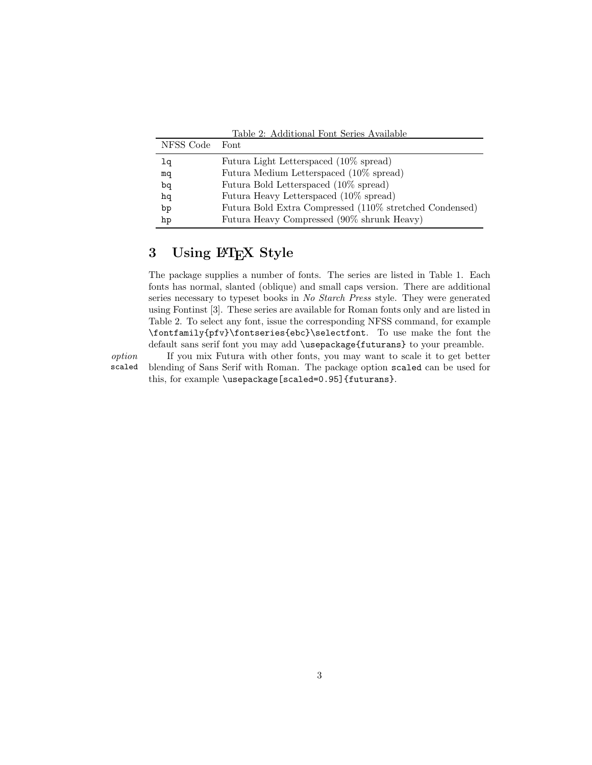Table 2: Additional Font Series Available

| NFSS Code | Font |
|---|---|
| `lq` | Futura Light Letterspaced (10% spread) |
| `mq` | Futura Medium Letterspaced (10% spread) |
| `bq` | Futura Bold Letterspaced (10% spread) |
| `hq` | Futura Heavy Letterspaced (10% spread) |
| `bp` | Futura Bold Extra Compressed (110% stretched Condensed) |
| `hp` | Futura Heavy Compressed (90% shrunk Heavy) |

## 3 Using LaTeX Style

The package supplies a number of fonts. The series are listed in Table 1. Each fonts has normal, slanted (oblique) and small caps version. There are additional series necessary to typeset books in *No Starch Press* style. They were generated using Fontinst [3]. These series are available for Roman fonts only and are listed in Table 2. To select any font, issue the corresponding NFSS command, for example `\fontfamily{pfv}\fontseries{ebc}\selectfont`. To use make the font the default sans serif font you may add `\usepackage{futurans}` to your preamble.

*option* `scaled`

If you mix Futura with other fonts, you may want to scale it to get better blending of Sans Serif with Roman. The package option `scaled` can be used for this, for example `\usepackage[scaled=0.95]{futurans}`.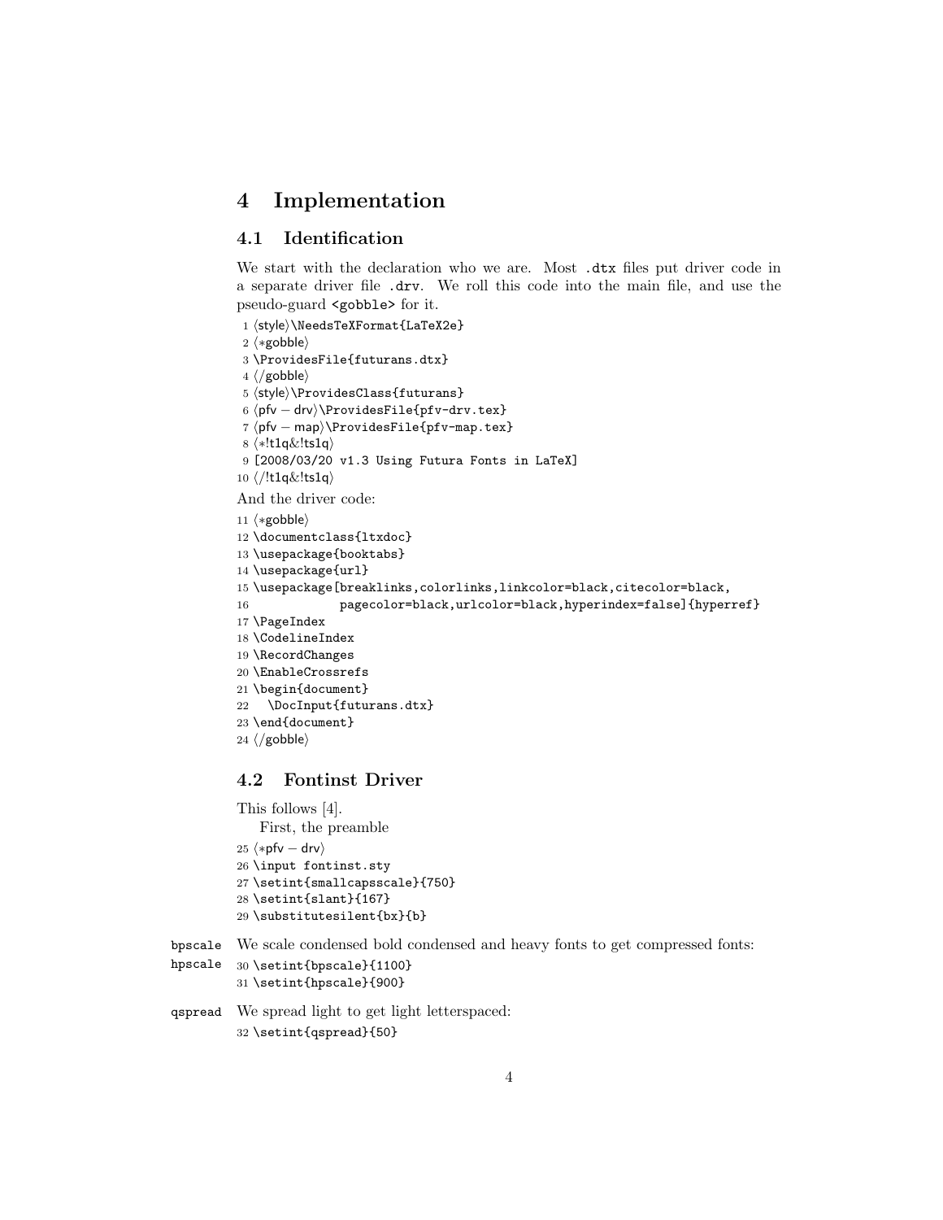## 4 Implementation

### 4.1 Identification

We start with the declaration who we are. Most `.dtx` files put driver code in a separate driver file `.drv`. We roll this code into the main file, and use the pseudo-guard `<gobble>` for it.

```
1 ⟨style⟩\NeedsTeXFormat{LaTeX2e}
2 ⟨*gobble⟩
3 \ProvidesFile{futurans.dtx}
4 ⟨/gobble⟩
5 ⟨style⟩\ProvidesClass{futurans}
6 ⟨pfv − drv⟩\ProvidesFile{pfv-drv.tex}
7 ⟨pfv − map⟩\ProvidesFile{pfv-map.tex}
8 ⟨*!t1q&!ts1q⟩
9 [2008/03/20 v1.3 Using Futura Fonts in LaTeX]
10 ⟨/!t1q&!ts1q⟩
```

And the driver code:

```
11 ⟨*gobble⟩
12 \documentclass{ltxdoc}
13 \usepackage{booktabs}
14 \usepackage{url}
15 \usepackage[breaklinks,colorlinks,linkcolor=black,citecolor=black,
16             pagecolor=black,urlcolor=black,hyperindex=false]{hyperref}
17 \PageIndex
18 \CodelineIndex
19 \RecordChanges
20 \EnableCrossrefs
21 \begin{document}
22   \DocInput{futurans.dtx}
23 \end{document}
24 ⟨/gobble⟩
```

### 4.2 Fontinst Driver

This follows [4].

First, the preamble

```
25 ⟨*pfv − drv⟩
26 \input fontinst.sty
27 \setint{smallcapsscale}{750}
28 \setint{slant}{167}
29 \substitutesilent{bx}{b}
```

`bpscale` `hpscale` We scale condensed bold condensed and heavy fonts to get compressed fonts:

```
30 \setint{bpscale}{1100}
31 \setint{hpscale}{900}
```

`qspread` We spread light to get light letterspaced:

```
32 \setint{qspread}{50}
```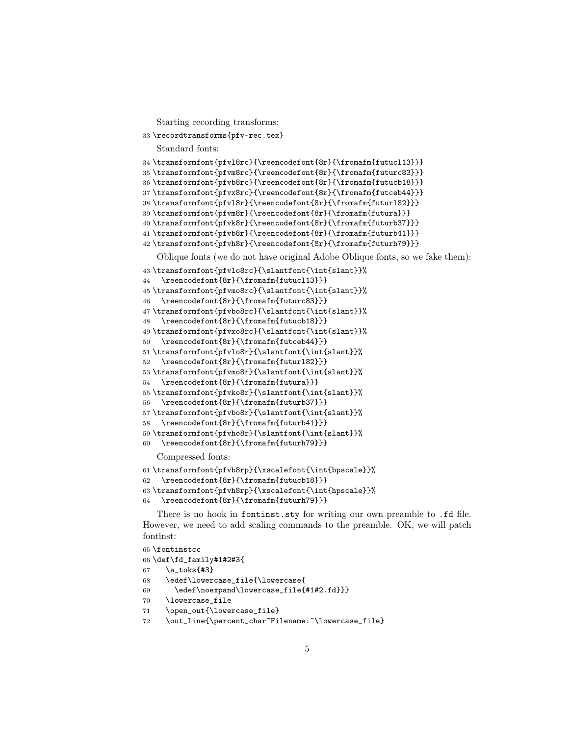Starting recording transforms:

```
33 \recordtransforms{pfv-rec.tex}
```

Standard fonts:

```
34 \transformfont{pfvl8rc}{\reencodefont{8r}{\fromafm{futucl13}}}
35 \transformfont{pfvm8rc}{\reencodefont{8r}{\fromafm{futurc83}}}
36 \transformfont{pfvb8rc}{\reencodefont{8r}{\fromafm{futucb18}}}
37 \transformfont{pfvx8rc}{\reencodefont{8r}{\fromafm{futceb44}}}
38 \transformfont{pfvl8r}{\reencodefont{8r}{\fromafm{futurl82}}}
39 \transformfont{pfvm8r}{\reencodefont{8r}{\fromafm{futura}}}
40 \transformfont{pfvk8r}{\reencodefont{8r}{\fromafm{futurb37}}}
41 \transformfont{pfvb8r}{\reencodefont{8r}{\fromafm{futurb41}}}
42 \transformfont{pfvh8r}{\reencodefont{8r}{\fromafm{futurh79}}}
```

Oblique fonts (we do not have original Adobe Oblique fonts, so we fake them):

```
43 \transformfont{pfvlo8rc}{\slantfont{\int{slant}}%
44   \reencodefont{8r}{\fromafm{futucl13}}}
45 \transformfont{pfvmo8rc}{\slantfont{\int{slant}}%
46   \reencodefont{8r}{\fromafm{futurc83}}}
47 \transformfont{pfvbo8rc}{\slantfont{\int{slant}}%
48   \reencodefont{8r}{\fromafm{futucb18}}}
49 \transformfont{pfvxo8rc}{\slantfont{\int{slant}}%
50   \reencodefont{8r}{\fromafm{futceb44}}}
51 \transformfont{pfvlo8r}{\slantfont{\int{slant}}%
52   \reencodefont{8r}{\fromafm{futurl82}}}
53 \transformfont{pfvmo8r}{\slantfont{\int{slant}}%
54   \reencodefont{8r}{\fromafm{futura}}}
55 \transformfont{pfvko8r}{\slantfont{\int{slant}}%
56   \reencodefont{8r}{\fromafm{futurb37}}}
57 \transformfont{pfvbo8r}{\slantfont{\int{slant}}%
58   \reencodefont{8r}{\fromafm{futurb41}}}
59 \transformfont{pfvho8r}{\slantfont{\int{slant}}%
60   \reencodefont{8r}{\fromafm{futurh79}}}
```

Compressed fonts:

```
61 \transformfont{pfvb8rp}{\xscalefont{\int{bpscale}}%
62   \reencodefont{8r}{\fromafm{futucb18}}}
63 \transformfont{pfvh8rp}{\xscalefont{\int{hpscale}}%
64   \reencodefont{8r}{\fromafm{futurh79}}}
```

There is no hook in `fontinst.sty` for writing our own preamble to `.fd` file. However, we need to add scaling commands to the preamble. OK, we will patch fontinst:

```
65 \fontinstcc
66 \def\fd_family#1#2#3{
67    \a_toks{#3}
68    \edef\lowercase_file{\lowercase{
69      \edef\noexpand\lowercase_file{#1#2.fd}}}
70    \lowercase_file
71    \open_out{\lowercase_file}
72    \out_line{\percent_char~Filename:~\lowercase_file}
```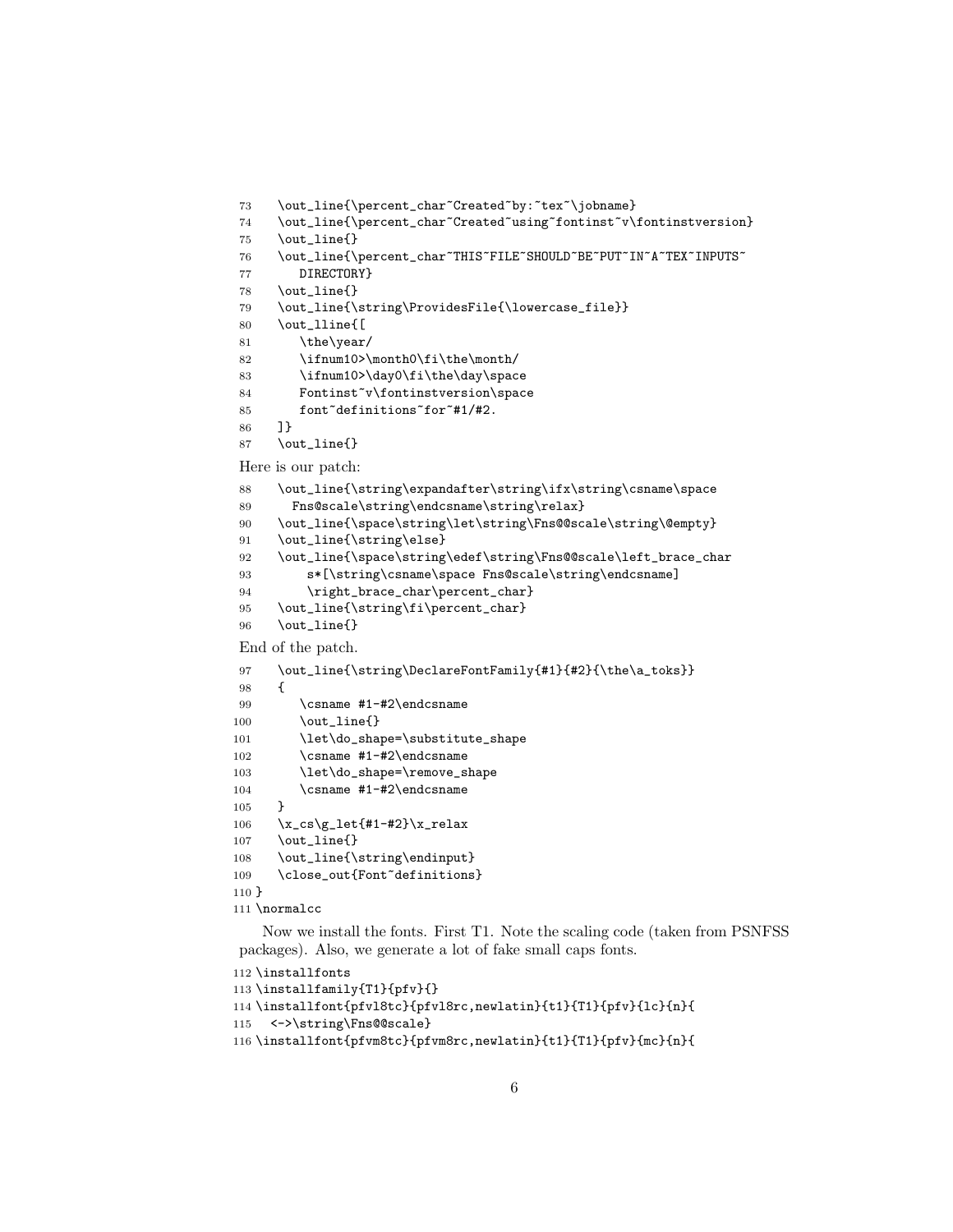```
73    \out_line{\percent_char~Created~by:~tex~\jobname}
74    \out_line{\percent_char~Created~using~fontinst~v\fontinstversion}
75    \out_line{}
76    \out_line{\percent_char~THIS~FILE~SHOULD~BE~PUT~IN~A~TEX~INPUTS~
77       DIRECTORY}
78    \out_line{}
79    \out_line{\string\ProvidesFile{\lowercase_file}}
80    \out_lline{[
81       \the\year/
82       \ifnum10>\month0\fi\the\month/
83       \ifnum10>\day0\fi\the\day\space
84       Fontinst~v\fontinstversion\space
85       font~definitions~for~#1/#2.
86    ]}
87    \out_line{}
```

Here is our patch:

```
88    \out_line{\string\expandafter\string\ifx\string\csname\space
89      Fns@scale\string\endcsname\string\relax}
90    \out_line{\space\string\let\string\Fns@@scale\string\@empty}
91    \out_line{\string\else}
92    \out_line{\space\string\edef\string\Fns@@scale\left_brace_char
93        s*[\string\csname\space Fns@scale\string\endcsname]
94        \right_brace_char\percent_char}
95    \out_line{\string\fi\percent_char}
96    \out_line{}
```

End of the patch.

```
97    \out_line{\string\DeclareFontFamily{#1}{#2}{\the\a_toks}}
98    {
99       \csname #1-#2\endcsname
100      \out_line{}
101      \let\do_shape=\substitute_shape
102      \csname #1-#2\endcsname
103      \let\do_shape=\remove_shape
104      \csname #1-#2\endcsname
105   }
106   \x_cs\g_let{#1-#2}\x_relax
107   \out_line{}
108   \out_line{\string\endinput}
109   \close_out{Font~definitions}
110 }
111 \normalcc
```

Now we install the fonts. First T1. Note the scaling code (taken from PSNFSS packages). Also, we generate a lot of fake small caps fonts.

```
112 \installfonts
113 \installfamily{T1}{pfv}{}
114 \installfont{pfvl8tc}{pfvl8rc,newlatin}{t1}{T1}{pfv}{lc}{n}{
115   <->\string\Fns@@scale}
116 \installfont{pfvm8tc}{pfvm8rc,newlatin}{t1}{T1}{pfv}{mc}{n}{
```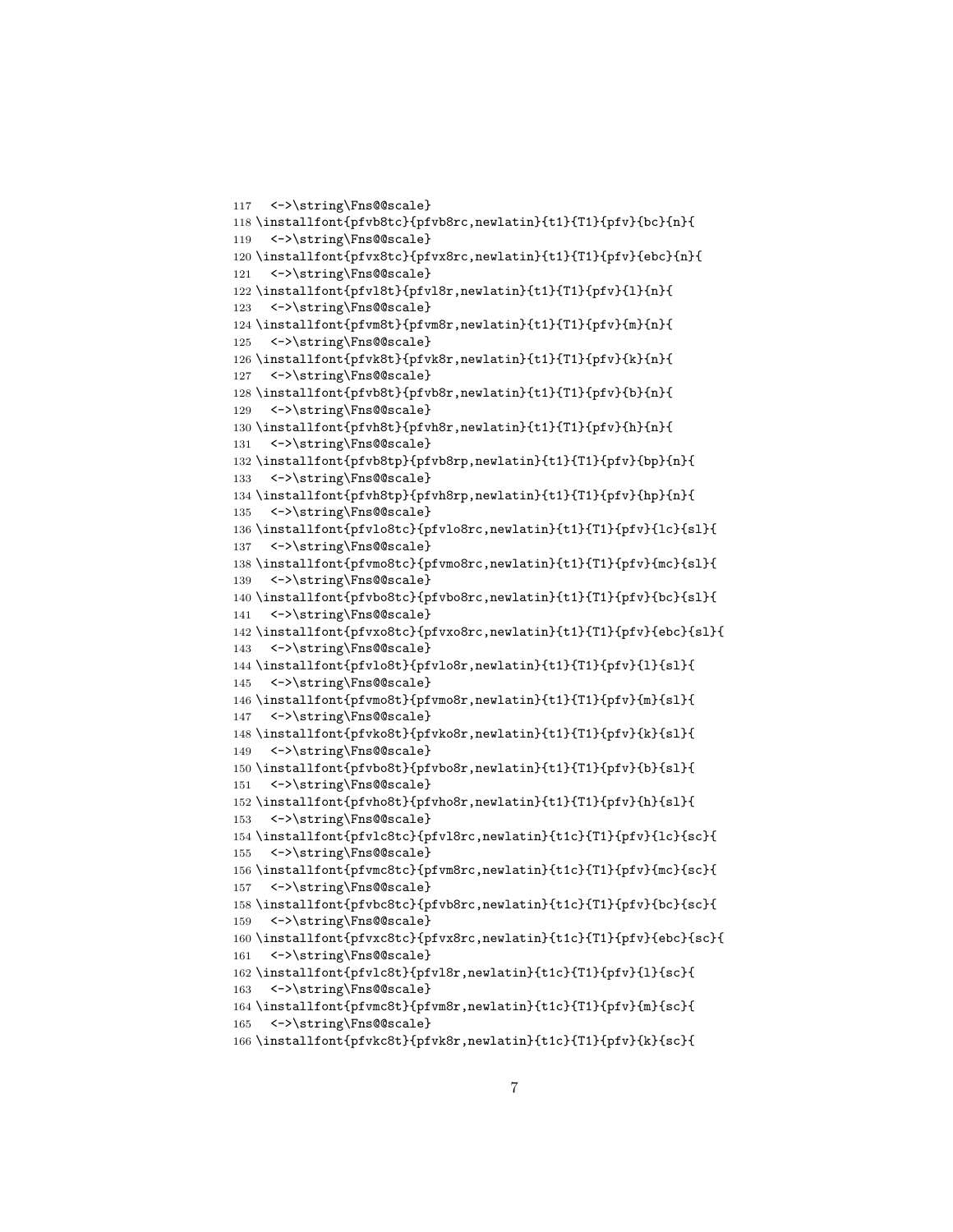```
117   <->\string\Fns@@scale}
118 \installfont{pfvb8tc}{pfvb8rc,newlatin}{t1}{T1}{pfv}{bc}{n}{
119   <->\string\Fns@@scale}
120 \installfont{pfvx8tc}{pfvx8rc,newlatin}{t1}{T1}{pfv}{ebc}{n}{
121   <->\string\Fns@@scale}
122 \installfont{pfvl8t}{pfvl8r,newlatin}{t1}{T1}{pfv}{l}{n}{
123   <->\string\Fns@@scale}
124 \installfont{pfvm8t}{pfvm8r,newlatin}{t1}{T1}{pfv}{m}{n}{
125   <->\string\Fns@@scale}
126 \installfont{pfvk8t}{pfvk8r,newlatin}{t1}{T1}{pfv}{k}{n}{
127   <->\string\Fns@@scale}
128 \installfont{pfvb8t}{pfvb8r,newlatin}{t1}{T1}{pfv}{b}{n}{
129   <->\string\Fns@@scale}
130 \installfont{pfvh8t}{pfvh8r,newlatin}{t1}{T1}{pfv}{h}{n}{
131   <->\string\Fns@@scale}
132 \installfont{pfvb8tp}{pfvb8rp,newlatin}{t1}{T1}{pfv}{bp}{n}{
133   <->\string\Fns@@scale}
134 \installfont{pfvh8tp}{pfvh8rp,newlatin}{t1}{T1}{pfv}{hp}{n}{
135   <->\string\Fns@@scale}
136 \installfont{pfvlo8tc}{pfvlo8rc,newlatin}{t1}{T1}{pfv}{lc}{sl}{
137   <->\string\Fns@@scale}
138 \installfont{pfvmo8tc}{pfvmo8rc,newlatin}{t1}{T1}{pfv}{mc}{sl}{
139   <->\string\Fns@@scale}
140 \installfont{pfvbo8tc}{pfvbo8rc,newlatin}{t1}{T1}{pfv}{bc}{sl}{
141   <->\string\Fns@@scale}
142 \installfont{pfvxo8tc}{pfvxo8rc,newlatin}{t1}{T1}{pfv}{ebc}{sl}{
143   <->\string\Fns@@scale}
144 \installfont{pfvlo8t}{pfvlo8r,newlatin}{t1}{T1}{pfv}{l}{sl}{
145   <->\string\Fns@@scale}
146 \installfont{pfvmo8t}{pfvmo8r,newlatin}{t1}{T1}{pfv}{m}{sl}{
147   <->\string\Fns@@scale}
148 \installfont{pfvko8t}{pfvko8r,newlatin}{t1}{T1}{pfv}{k}{sl}{
149   <->\string\Fns@@scale}
150 \installfont{pfvbo8t}{pfvbo8r,newlatin}{t1}{T1}{pfv}{b}{sl}{
151   <->\string\Fns@@scale}
152 \installfont{pfvho8t}{pfvho8r,newlatin}{t1}{T1}{pfv}{h}{sl}{
153   <->\string\Fns@@scale}
154 \installfont{pfvlc8tc}{pfvl8rc,newlatin}{t1c}{T1}{pfv}{lc}{sc}{
155   <->\string\Fns@@scale}
156 \installfont{pfvmc8tc}{pfvm8rc,newlatin}{t1c}{T1}{pfv}{mc}{sc}{
157   <->\string\Fns@@scale}
158 \installfont{pfvbc8tc}{pfvb8rc,newlatin}{t1c}{T1}{pfv}{bc}{sc}{
159   <->\string\Fns@@scale}
160 \installfont{pfvxc8tc}{pfvx8rc,newlatin}{t1c}{T1}{pfv}{ebc}{sc}{
161   <->\string\Fns@@scale}
162 \installfont{pfvlc8t}{pfvl8r,newlatin}{t1c}{T1}{pfv}{l}{sc}{
163   <->\string\Fns@@scale}
164 \installfont{pfvmc8t}{pfvm8r,newlatin}{t1c}{T1}{pfv}{m}{sc}{
165   <->\string\Fns@@scale}
166 \installfont{pfvkc8t}{pfvk8r,newlatin}{t1c}{T1}{pfv}{k}{sc}{
```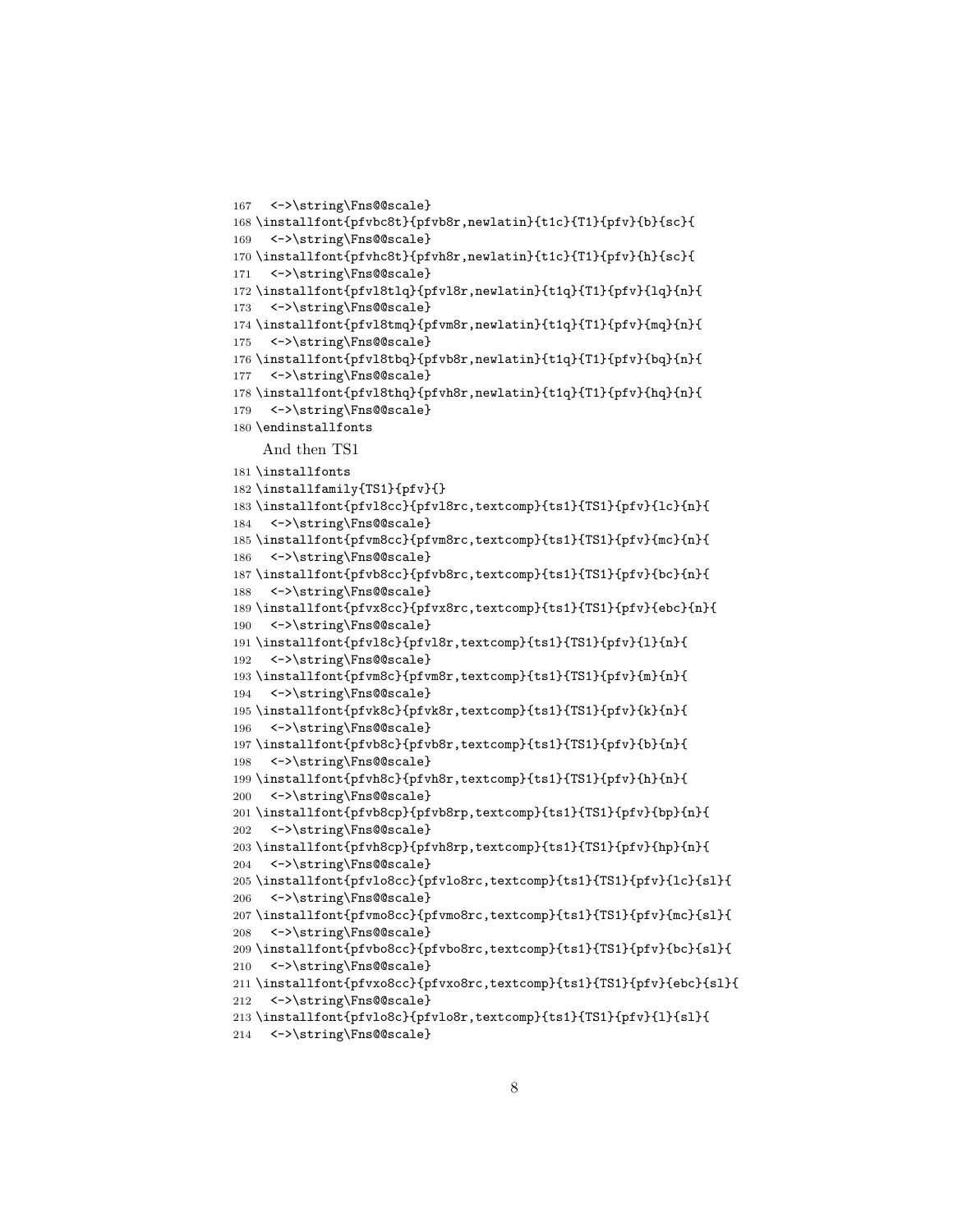```
167   <->\string\Fns@@scale}
168 \installfont{pfvbc8t}{pfvb8r,newlatin}{t1c}{T1}{pfv}{b}{sc}{
169   <->\string\Fns@@scale}
170 \installfont{pfvhc8t}{pfvh8r,newlatin}{t1c}{T1}{pfv}{h}{sc}{
171   <->\string\Fns@@scale}
172 \installfont{pfvl8tlq}{pfvl8r,newlatin}{t1q}{T1}{pfv}{lq}{n}{
173   <->\string\Fns@@scale}
174 \installfont{pfvl8tmq}{pfvm8r,newlatin}{t1q}{T1}{pfv}{mq}{n}{
175   <->\string\Fns@@scale}
176 \installfont{pfvl8tbq}{pfvb8r,newlatin}{t1q}{T1}{pfv}{bq}{n}{
177   <->\string\Fns@@scale}
178 \installfont{pfvl8thq}{pfvh8r,newlatin}{t1q}{T1}{pfv}{hq}{n}{
179   <->\string\Fns@@scale}
180 \endinstallfonts
```

And then TS1

```
181 \installfonts
182 \installfamily{TS1}{pfv}{}
183 \installfont{pfvl8cc}{pfvl8rc,textcomp}{ts1}{TS1}{pfv}{lc}{n}{
184   <->\string\Fns@@scale}
185 \installfont{pfvm8cc}{pfvm8rc,textcomp}{ts1}{TS1}{pfv}{mc}{n}{
186   <->\string\Fns@@scale}
187 \installfont{pfvb8cc}{pfvb8rc,textcomp}{ts1}{TS1}{pfv}{bc}{n}{
188   <->\string\Fns@@scale}
189 \installfont{pfvx8cc}{pfvx8rc,textcomp}{ts1}{TS1}{pfv}{ebc}{n}{
190   <->\string\Fns@@scale}
191 \installfont{pfvl8c}{pfvl8r,textcomp}{ts1}{TS1}{pfv}{l}{n}{
192   <->\string\Fns@@scale}
193 \installfont{pfvm8c}{pfvm8r,textcomp}{ts1}{TS1}{pfv}{m}{n}{
194   <->\string\Fns@@scale}
195 \installfont{pfvk8c}{pfvk8r,textcomp}{ts1}{TS1}{pfv}{k}{n}{
196   <->\string\Fns@@scale}
197 \installfont{pfvb8c}{pfvb8r,textcomp}{ts1}{TS1}{pfv}{b}{n}{
198   <->\string\Fns@@scale}
199 \installfont{pfvh8c}{pfvh8r,textcomp}{ts1}{TS1}{pfv}{h}{n}{
200   <->\string\Fns@@scale}
201 \installfont{pfvb8cp}{pfvb8rp,textcomp}{ts1}{TS1}{pfv}{bp}{n}{
202   <->\string\Fns@@scale}
203 \installfont{pfvh8cp}{pfvh8rp,textcomp}{ts1}{TS1}{pfv}{hp}{n}{
204   <->\string\Fns@@scale}
205 \installfont{pfvlo8cc}{pfvlo8rc,textcomp}{ts1}{TS1}{pfv}{lc}{sl}{
206   <->\string\Fns@@scale}
207 \installfont{pfvmo8cc}{pfvmo8rc,textcomp}{ts1}{TS1}{pfv}{mc}{sl}{
208   <->\string\Fns@@scale}
209 \installfont{pfvbo8cc}{pfvbo8rc,textcomp}{ts1}{TS1}{pfv}{bc}{sl}{
210   <->\string\Fns@@scale}
211 \installfont{pfvxo8cc}{pfvxo8rc,textcomp}{ts1}{TS1}{pfv}{ebc}{sl}{
212   <->\string\Fns@@scale}
213 \installfont{pfvlo8c}{pfvlo8r,textcomp}{ts1}{TS1}{pfv}{l}{sl}{
214   <->\string\Fns@@scale}
```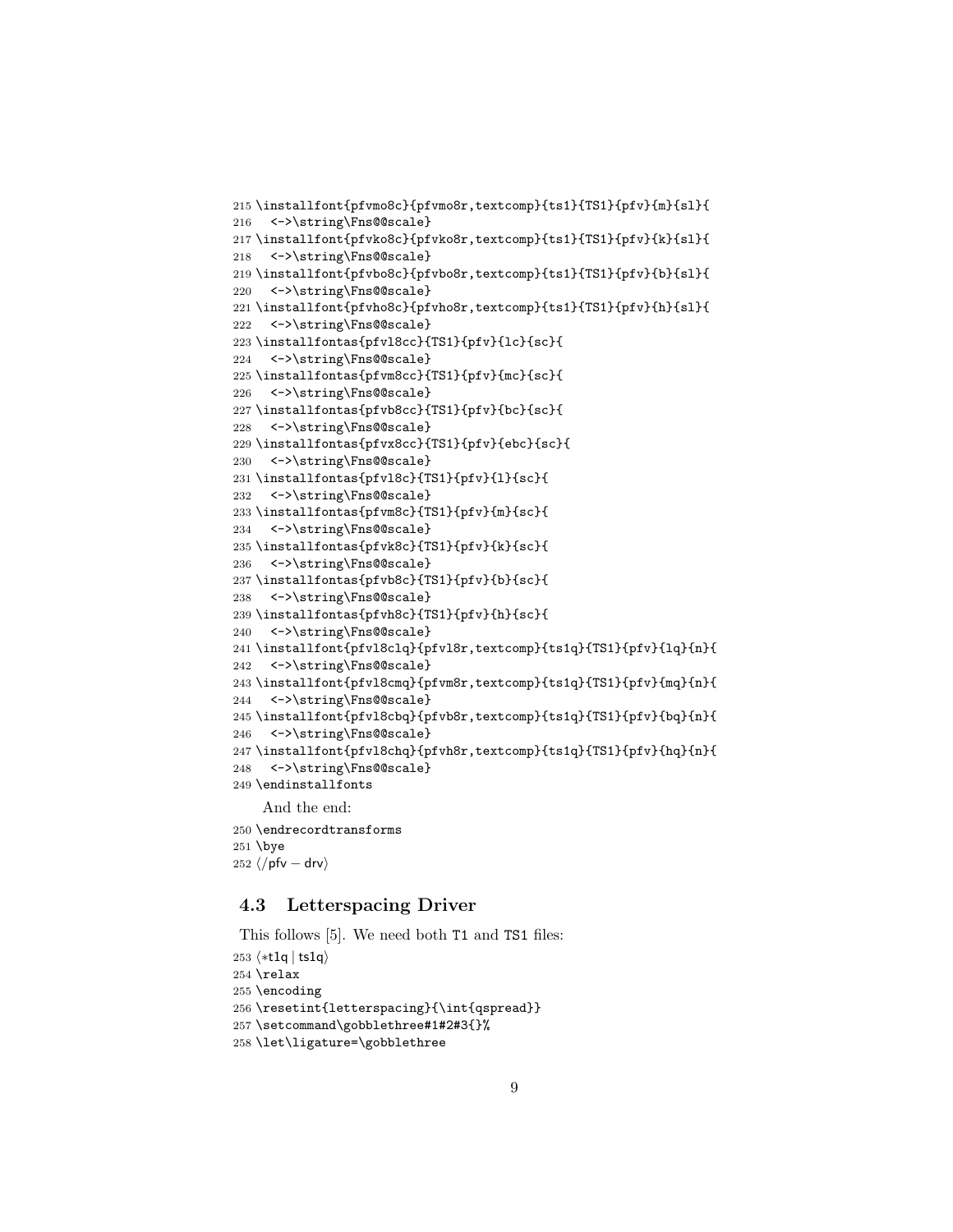```
215 \installfont{pfvmo8c}{pfvmo8r,textcomp}{ts1}{TS1}{pfv}{m}{sl}{
216   <->\string\Fns@@scale}
217 \installfont{pfvko8c}{pfvko8r,textcomp}{ts1}{TS1}{pfv}{k}{sl}{
218   <->\string\Fns@@scale}
219 \installfont{pfvbo8c}{pfvbo8r,textcomp}{ts1}{TS1}{pfv}{b}{sl}{
220   <->\string\Fns@@scale}
221 \installfont{pfvho8c}{pfvho8r,textcomp}{ts1}{TS1}{pfv}{h}{sl}{
222   <->\string\Fns@@scale}
223 \installfontas{pfvl8cc}{TS1}{pfv}{lc}{sc}{
224   <->\string\Fns@@scale}
225 \installfontas{pfvm8cc}{TS1}{pfv}{mc}{sc}{
226   <->\string\Fns@@scale}
227 \installfontas{pfvb8cc}{TS1}{pfv}{bc}{sc}{
228   <->\string\Fns@@scale}
229 \installfontas{pfvx8cc}{TS1}{pfv}{ebc}{sc}{
230   <->\string\Fns@@scale}
231 \installfontas{pfvl8c}{TS1}{pfv}{l}{sc}{
232   <->\string\Fns@@scale}
233 \installfontas{pfvm8c}{TS1}{pfv}{m}{sc}{
234   <->\string\Fns@@scale}
235 \installfontas{pfvk8c}{TS1}{pfv}{k}{sc}{
236   <->\string\Fns@@scale}
237 \installfontas{pfvb8c}{TS1}{pfv}{b}{sc}{
238   <->\string\Fns@@scale}
239 \installfontas{pfvh8c}{TS1}{pfv}{h}{sc}{
240   <->\string\Fns@@scale}
241 \installfont{pfvl8clq}{pfvl8r,textcomp}{ts1q}{TS1}{pfv}{lq}{n}{
242   <->\string\Fns@@scale}
243 \installfont{pfvl8cmq}{pfvm8r,textcomp}{ts1q}{TS1}{pfv}{mq}{n}{
244   <->\string\Fns@@scale}
245 \installfont{pfvl8cbq}{pfvb8r,textcomp}{ts1q}{TS1}{pfv}{bq}{n}{
246   <->\string\Fns@@scale}
247 \installfont{pfvl8chq}{pfvh8r,textcomp}{ts1q}{TS1}{pfv}{hq}{n}{
248   <->\string\Fns@@scale}
249 \endinstallfonts
```

And the end:

```
250 \endrecordtransforms
251 \bye
252 ⟨/pfv − drv⟩
```

### 4.3 Letterspacing Driver

This follows [5]. We need both T1 and TS1 files:

```
253 ⟨*t1q | ts1q⟩
254 \relax
255 \encoding
256 \resetint{letterspacing}{\int{qspread}}
257 \setcommand\gobblethree#1#2#3{}%
258 \let\ligature=\gobblethree
```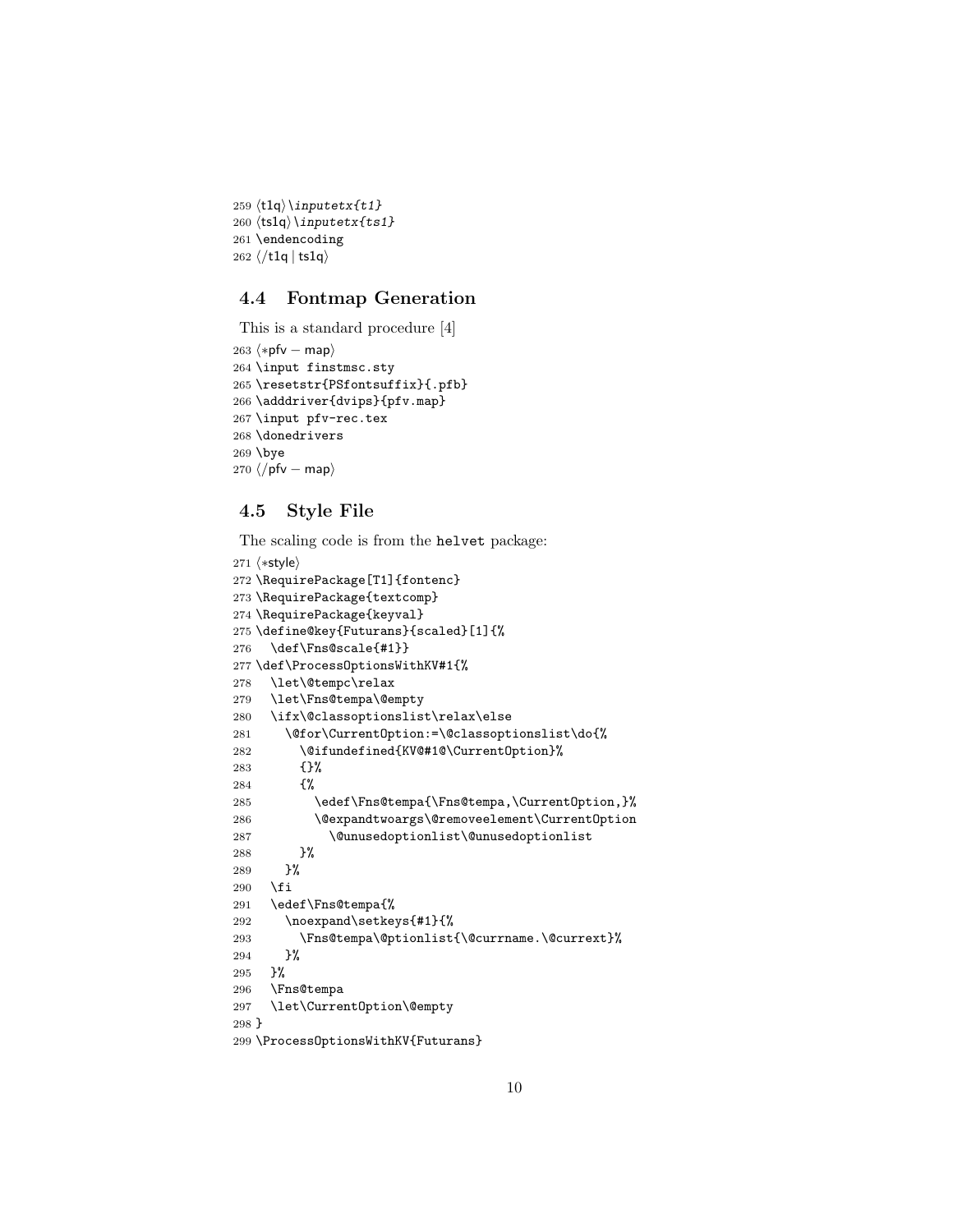```
259 ⟨t1q⟩\inputetx{t1}
260 ⟨ts1q⟩\inputetx{ts1}
261 \endencoding
262 ⟨/t1q | ts1q⟩
```

### 4.4 Fontmap Generation

This is a standard procedure [4]

```
263 ⟨*pfv − map⟩
264 \input finstmsc.sty
265 \resetstr{PSfontsuffix}{.pfb}
266 \adddriver{dvips}{pfv.map}
267 \input pfv-rec.tex
268 \donedrivers
269 \bye
270 ⟨/pfv − map⟩
```

### 4.5 Style File

The scaling code is from the helvet package:

```
271 ⟨*style⟩
272 \RequirePackage[T1]{fontenc}
273 \RequirePackage{textcomp}
274 \RequirePackage{keyval}
275 \define@key{Futurans}{scaled}[1]{%
276   \def\Fns@scale{#1}}
277 \def\ProcessOptionsWithKV#1{%
278   \let\@tempc\relax
279   \let\Fns@tempa\@empty
280   \ifx\@classoptionslist\relax\else
281     \@for\CurrentOption:=\@classoptionslist\do{%
282       \@ifundefined{KV@#1@\CurrentOption}%
283       {}%
284       {%
285         \edef\Fns@tempa{\Fns@tempa,\CurrentOption,}%
286         \@expandtwoargs\@removeelement\CurrentOption
287           \@unusedoptionlist\@unusedoptionlist
288       }%
289     }%
290   \fi
291   \edef\Fns@tempa{%
292     \noexpand\setkeys{#1}{%
293       \Fns@tempa\@ptionlist{\@currname.\@currext}%
294     }%
295   }%
296   \Fns@tempa
297   \let\CurrentOption\@empty
298 }
299 \ProcessOptionsWithKV{Futurans}
```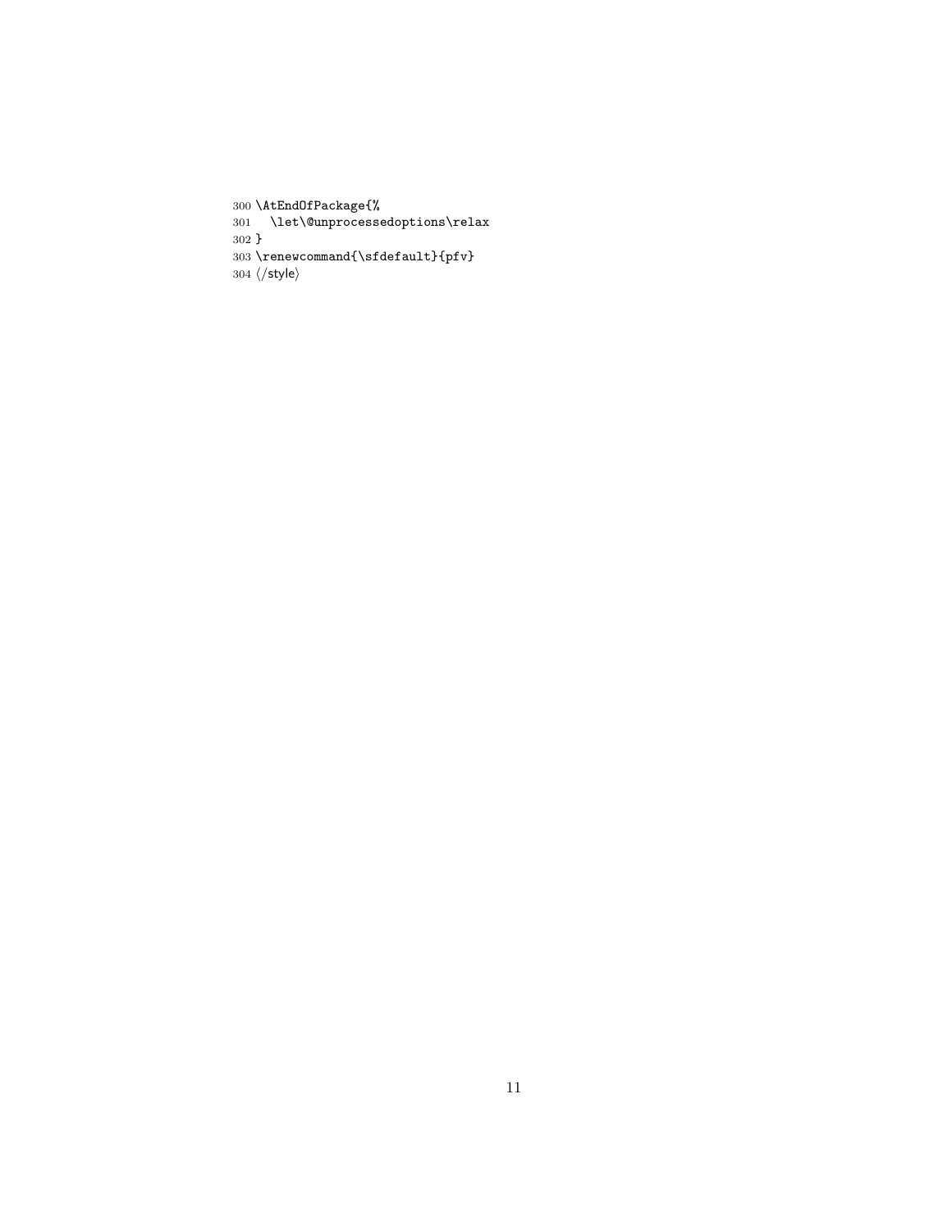```
300 \AtEndOfPackage{%
301   \let\@unprocessedoptions\relax
302 }
303 \renewcommand{\sfdefault}{pfv}
304 ⟨/style⟩
```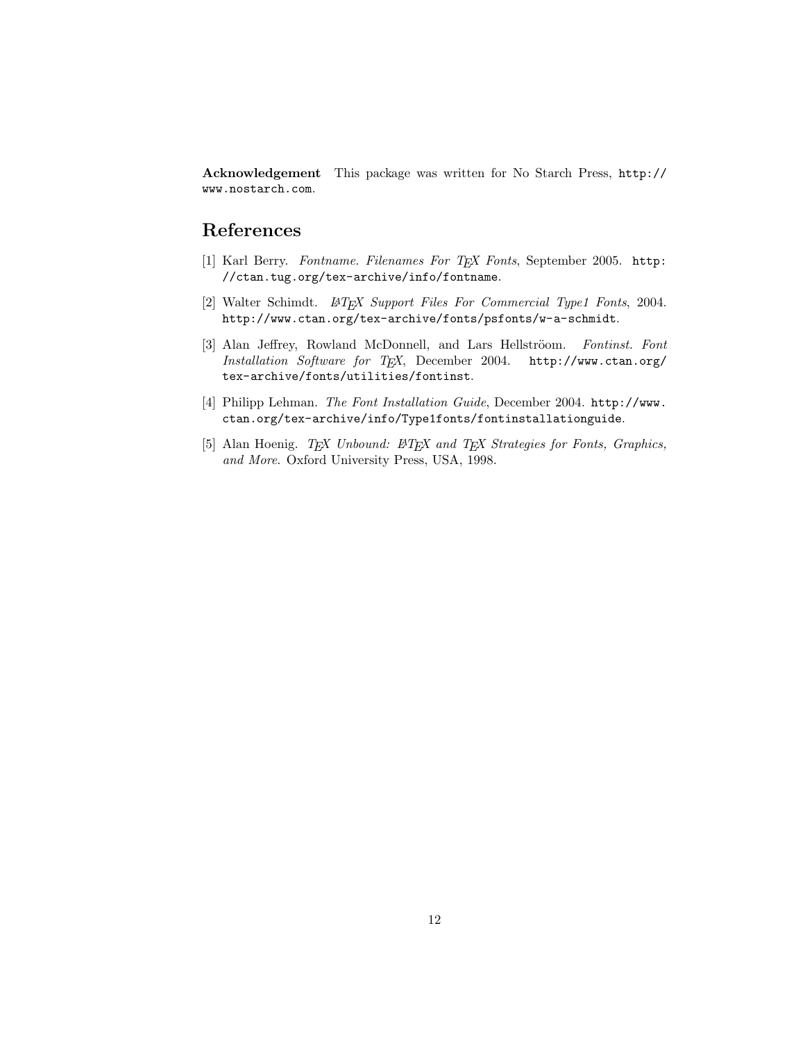**Acknowledgement** This package was written for No Starch Press, `http://www.nostarch.com`.

## References

[1] Karl Berry. *Fontname. Filenames For TEX Fonts*, September 2005. `http://ctan.tug.org/tex-archive/info/fontname`.

[2] Walter Schimdt. *LATEX Support Files For Commercial Type1 Fonts*, 2004. `http://www.ctan.org/tex-archive/fonts/psfonts/w-a-schmidt`.

[3] Alan Jeffrey, Rowland McDonnell, and Lars Hellströom. *Fontinst. Font Installation Software for TEX*, December 2004. `http://www.ctan.org/tex-archive/fonts/utilities/fontinst`.

[4] Philipp Lehman. *The Font Installation Guide*, December 2004. `http://www.ctan.org/tex-archive/info/Type1fonts/fontinstallationguide`.

[5] Alan Hoenig. *TEX Unbound: LATEX and TEX Strategies for Fonts, Graphics, and More.* Oxford University Press, USA, 1998.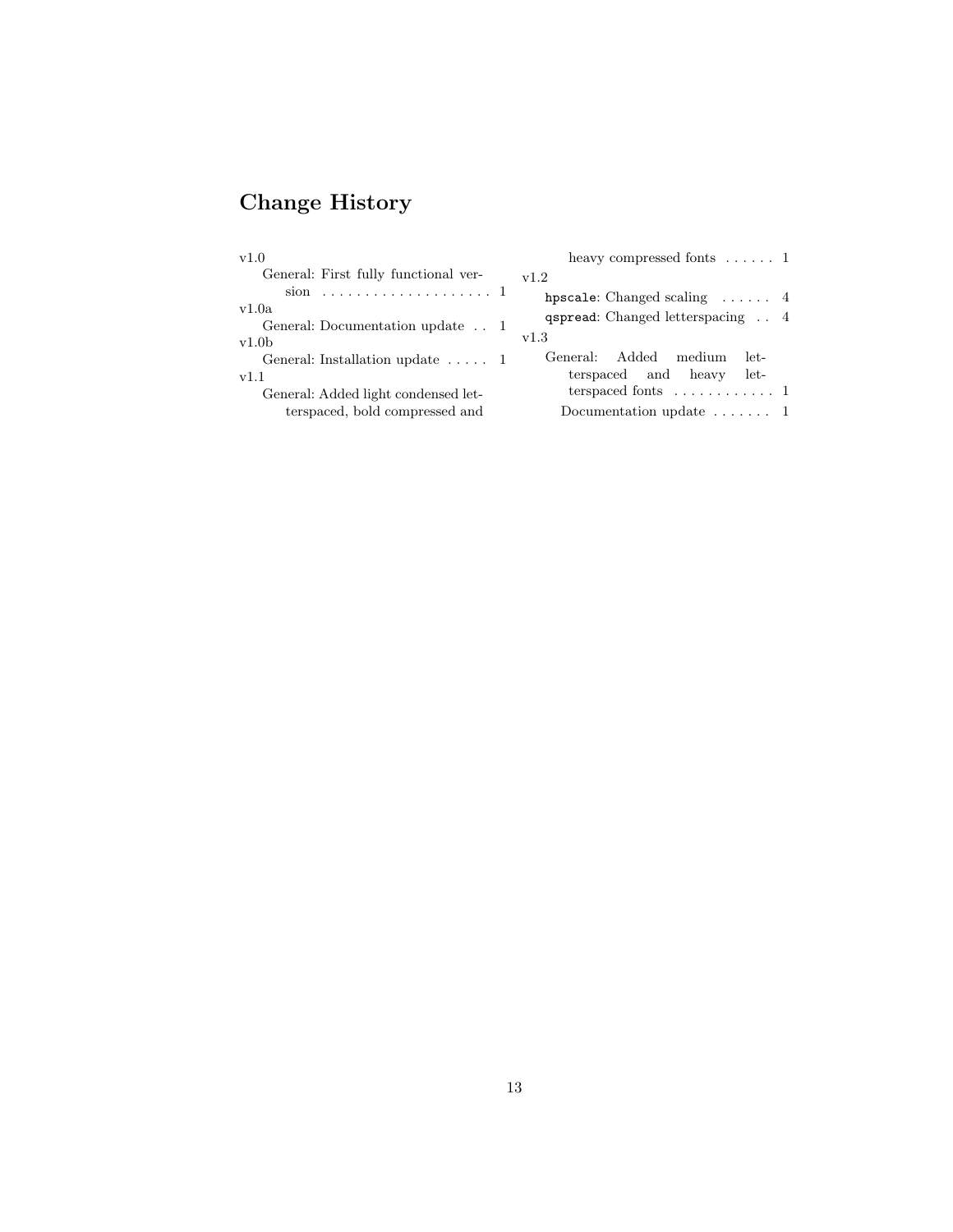# Change History

v1.0
- General: First fully functional version . . . . . . . . . . . . . . . . . . . . 1

v1.0a
- General: Documentation update . . 1

v1.0b
- General: Installation update . . . . . 1

v1.1
- General: Added light condensed letterspaced, bold compressed and heavy compressed fonts . . . . . . 1

v1.2
- `hpscale`: Changed scaling . . . . . . 4
- `qspread`: Changed letterspacing . . 4

v1.3
- General: Added medium letterspaced and heavy letterspaced fonts . . . . . . . . . . . . 1
  - Documentation update . . . . . . . 1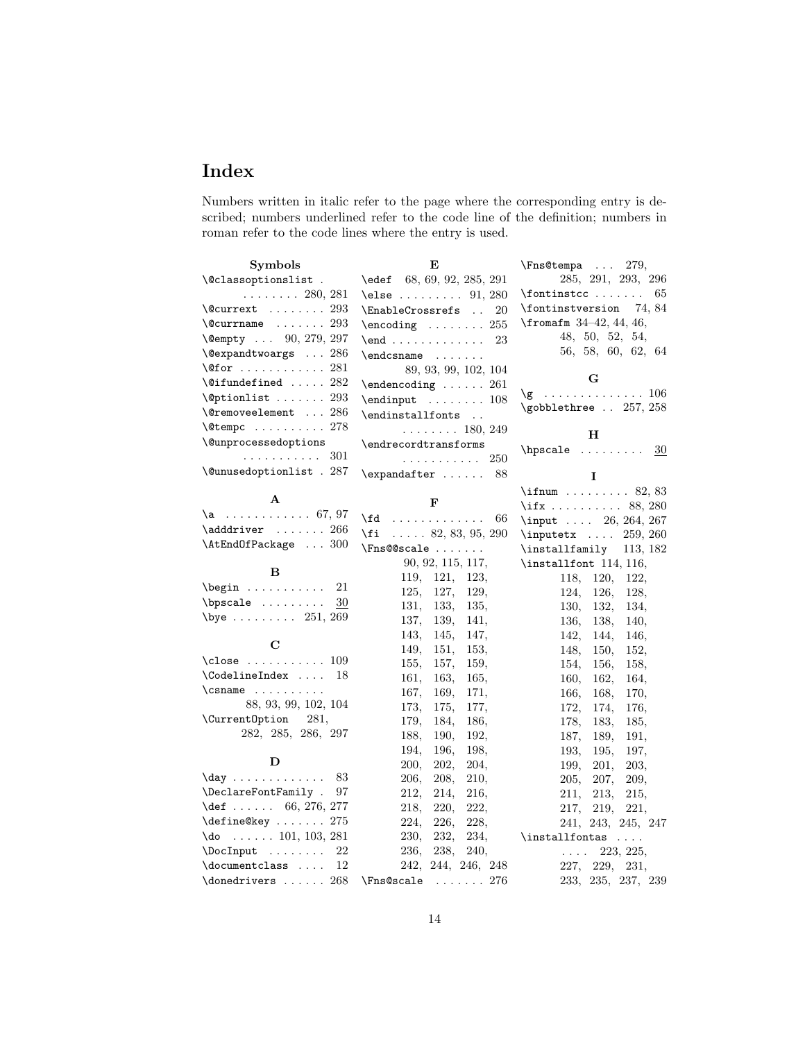# Index

Numbers written in italic refer to the page where the corresponding entry is described; numbers underlined refer to the code line of the definition; numbers in roman refer to the code lines where the entry is used.

**Symbols**

\@classoptionslist . . . . . . . . . 280, 281
\@currext . . . . . . . . 293
\@currname . . . . . . . 293
\@empty . . . 90, 279, 297
\@expandtwoargs . . . 286
\@for . . . . . . . . . . . 281
\@ifundefined . . . . . 282
\@ptionlist . . . . . . . 293
\@removeelement . . . 286
\@tempc . . . . . . . . . . 278
\@unprocessedoptions . . . . . . . . . . . 301
\@unusedoptionlist . 287

**A**

\a . . . . . . . . . . . . 67, 97
\adddriver . . . . . . . 266
\AtEndOfPackage . . . 300

**B**

\begin . . . . . . . . . . . 21
\bpscale . . . . . . . . . <u>30</u>
\bye . . . . . . . . . 251, 269

**C**

\close . . . . . . . . . . . 109
\CodelineIndex . . . . 18
\csname . . . . . . . . . . 88, 93, 99, 102, 104
\CurrentOption 281, 282, 285, 286, 297

**D**

\day . . . . . . . . . . . . . 83
\DeclareFontFamily . 97
\def . . . . . . 66, 276, 277
\define@key . . . . . . . 275
\do . . . . . . 101, 103, 281
\DocInput . . . . . . . . 22
\documentclass . . . . 12
\donedrivers . . . . . . 268

**E**

\edef 68, 69, 92, 285, 291
\else . . . . . . . . . 91, 280
\EnableCrossrefs . . 20
\encoding . . . . . . . . 255
\end . . . . . . . . . . . . . 23
\endcsname . . . . . . . 89, 93, 99, 102, 104
\endencoding . . . . . . 261
\endinput . . . . . . . . 108
\endinstallfonts . . . . . . . . . . 180, 249
\endrecordtransforms . . . . . . . . . . . 250
\expandafter . . . . . . 88

**F**

\fd . . . . . . . . . . . . . 66
\fi . . . . . 82, 83, 95, 290
\Fns@@scale . . . . . . . 90, 92, 115, 117, 119, 121, 123, 125, 127, 129, 131, 133, 135, 137, 139, 141, 143, 145, 147, 149, 151, 153, 155, 157, 159, 161, 163, 165, 167, 169, 171, 173, 175, 177, 179, 184, 186, 188, 190, 192, 194, 196, 198, 200, 202, 204, 206, 208, 210, 212, 214, 216, 218, 220, 222, 224, 226, 228, 230, 232, 234, 236, 238, 240, 242, 244, 246, 248
\Fns@scale . . . . . . . 276
\Fns@tempa . . . 279, 285, 291, 293, 296
\fontinstcc . . . . . . . 65
\fontinstversion 74, 84
\fromafm 34–42, 44, 46, 48, 50, 52, 54, 56, 58, 60, 62, 64

**G**

\g . . . . . . . . . . . . . 106
\gobblethree . . 257, 258

**H**

\hpscale . . . . . . . . . <u>30</u>

**I**

\ifnum . . . . . . . . . 82, 83
\ifx . . . . . . . . . . 88, 280
\input . . . . 26, 264, 267
\inputetx . . . . 259, 260
\installfamily 113, 182
\installfont 114, 116, 118, 120, 122, 124, 126, 128, 130, 132, 134, 136, 138, 140, 142, 144, 146, 148, 150, 152, 154, 156, 158, 160, 162, 164, 166, 168, 170, 172, 174, 176, 178, 183, 185, 187, 189, 191, 193, 195, 197, 199, 201, 203, 205, 207, 209, 211, 213, 215, 217, 219, 221, 241, 243, 245, 247
\installfontas . . . . . . . . 223, 225, 227, 229, 231, 233, 235, 237, 239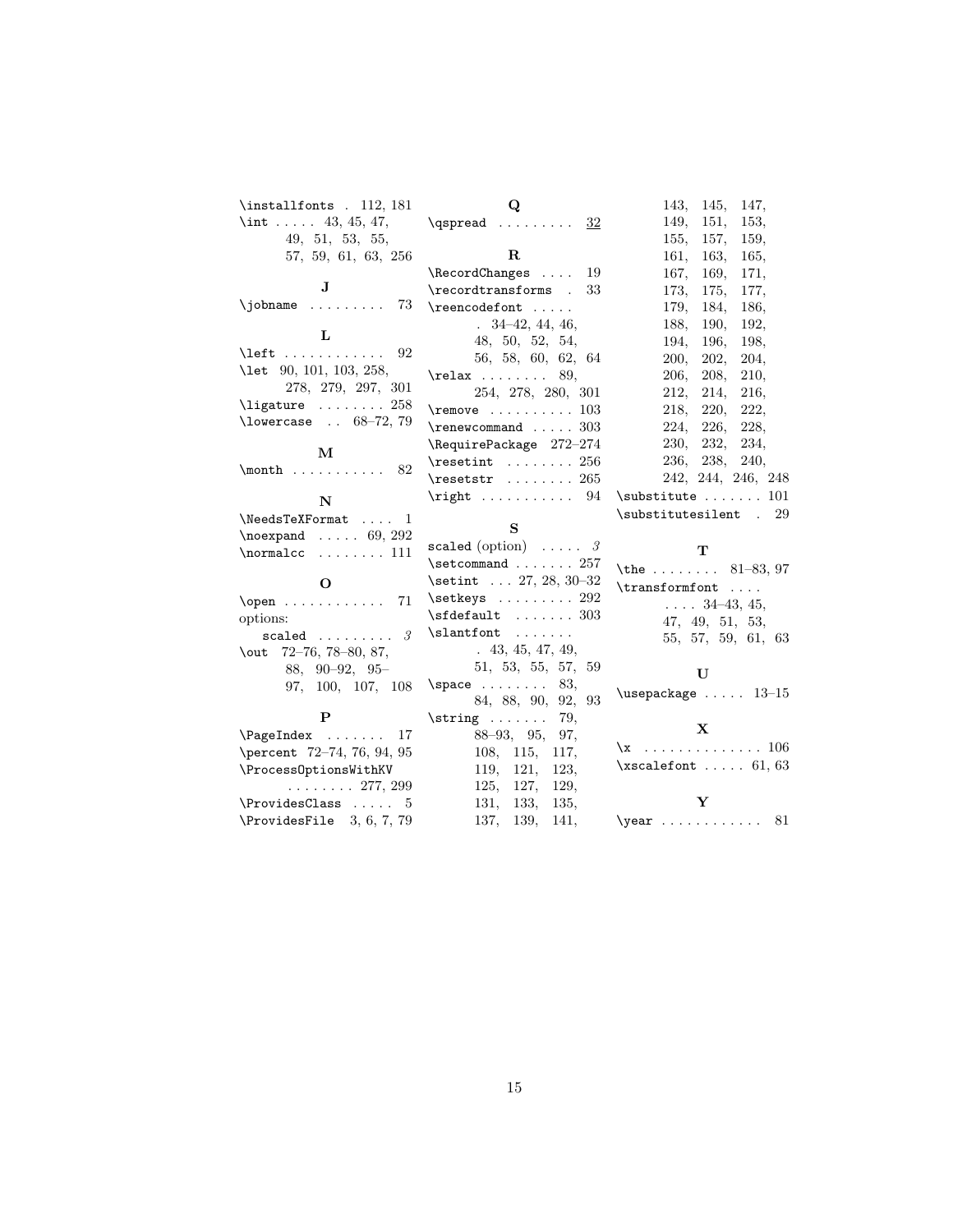\installfonts . . 112, 181
\int . . . . . 43, 45, 47, 49, 51, 53, 55, 57, 59, 61, 63, 256

**J**

\jobname . . . . . . . . . 73

**L**

\left . . . . . . . . . . . . 92
\let 90, 101, 103, 258, 278, 279, 297, 301
\ligature . . . . . . . . 258
\lowercase . . 68–72, 79

**M**

\month . . . . . . . . . . . 82

**N**

\NeedsTeXFormat . . . . 1
\noexpand . . . . . 69, 292
\normalcc . . . . . . . . 111

**O**

\open . . . . . . . . . . . . 71
options:
  scaled . . . . . . . . . *3*
\out 72–76, 78–80, 87, 88, 90–92, 95–97, 100, 107, 108

**P**

\PageIndex . . . . . . . 17
\percent 72–74, 76, 94, 95
\ProcessOptionsWithKV . . . . . . . . 277, 299
\ProvidesClass . . . . . 5
\ProvidesFile 3, 6, 7, 79

**Q**

\qspread . . . . . . . . . <u>32</u>

**R**

\RecordChanges . . . . 19
\recordtransforms . 33
\reencodefont . . . . . . 34–42, 44, 46, 48, 50, 52, 54, 56, 58, 60, 62, 64
\relax . . . . . . . . 89, 254, 278, 280, 301
\remove . . . . . . . . . . 103
\renewcommand . . . . . 303
\RequirePackage 272–274
\resetint . . . . . . . . 256
\resetstr . . . . . . . . 265
\right . . . . . . . . . . . 94

**S**

scaled (option) . . . . . *3*
\setcommand . . . . . . . 257
\setint . . . 27, 28, 30–32
\setkeys . . . . . . . . . 292
\sfdefault . . . . . . . 303
\slantfont . . . . . . . . 43, 45, 47, 49, 51, 53, 55, 57, 59
\space . . . . . . . . 83, 84, 88, 90, 92, 93
\string . . . . . . . 79, 88–93, 95, 97, 108, 115, 117, 119, 121, 123, 125, 127, 129, 131, 133, 135, 137, 139, 141, 143, 145, 147, 149, 151, 153, 155, 157, 159, 161, 163, 165, 167, 169, 171, 173, 175, 177, 179, 184, 186, 188, 190, 192, 194, 196, 198, 200, 202, 204, 206, 208, 210, 212, 214, 216, 218, 220, 222, 224, 226, 228, 230, 232, 234, 236, 238, 240, 242, 244, 246, 248
\substitute . . . . . . . 101
\substitutesilent . 29

**T**

\the . . . . . . . . 81–83, 97
\transformfont . . . . . . . . 34–43, 45, 47, 49, 51, 53, 55, 57, 59, 61, 63

**U**

\usepackage . . . . . 13–15

**X**

\x . . . . . . . . . . . . . . 106
\xscalefont . . . . . 61, 63

**Y**

\year . . . . . . . . . . . . 81